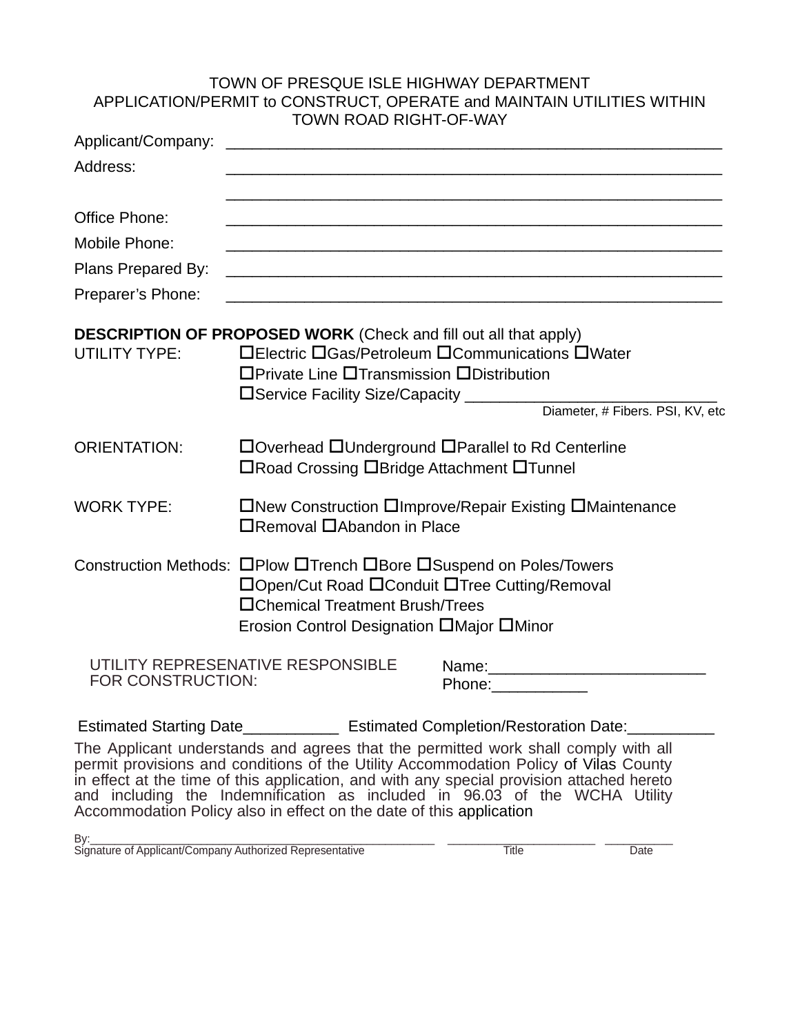TOWN OF PRESQUE ISLE HIGHWAY DEPARTMENT
APPLICATION/PERMIT to CONSTRUCT, OPERATE and MAINTAIN UTILITIES WITHIN TOWN ROAD RIGHT-OF-WAY

Applicant/Company: ___________________________________________________________

Address: ___________________________________________________________

___________________________________________________________

Office Phone: ___________________________________________________________

Mobile Phone: ___________________________________________________________

Plans Prepared By: ___________________________________________________________

Preparer's Phone: ___________________________________________________________

**DESCRIPTION OF PROPOSED WORK** (Check and fill out all that apply)

UTILITY TYPE: ☐Electric ☐Gas/Petroleum ☐Communications ☐Water
☐Private Line ☐Transmission ☐Distribution
☐Service Facility Size/Capacity ____________________________
Diameter, # Fibers. PSI, KV, etc

ORIENTATION: ☐Overhead ☐Underground ☐Parallel to Rd Centerline
☐Road Crossing ☐Bridge Attachment ☐Tunnel

WORK TYPE: ☐New Construction ☐Improve/Repair Existing ☐Maintenance
☐Removal ☐Abandon in Place

Construction Methods: ☐Plow ☐Trench ☐Bore ☐Suspend on Poles/Towers
☐Open/Cut Road ☐Conduit ☐Tree Cutting/Removal
☐Chemical Treatment Brush/Trees
Erosion Control Designation ☐Major ☐Minor

UTILITY REPRESENATIVE RESPONSIBLE FOR CONSTRUCTION: Name:________________________
Phone:___________

Estimated Starting Date___________ Estimated Completion/Restoration Date:__________

The Applicant understands and agrees that the permitted work shall comply with all permit provisions and conditions of the Utility Accommodation Policy of Vilas County in effect at the time of this application, and with any special provision attached hereto and including the Indemnification as included in 96.03 of the WCHA Utility Accommodation Policy also in effect on the date of this application

By:_________________________________________________ ____________________ __________
Signature of Applicant/Company Authorized Representative Title Date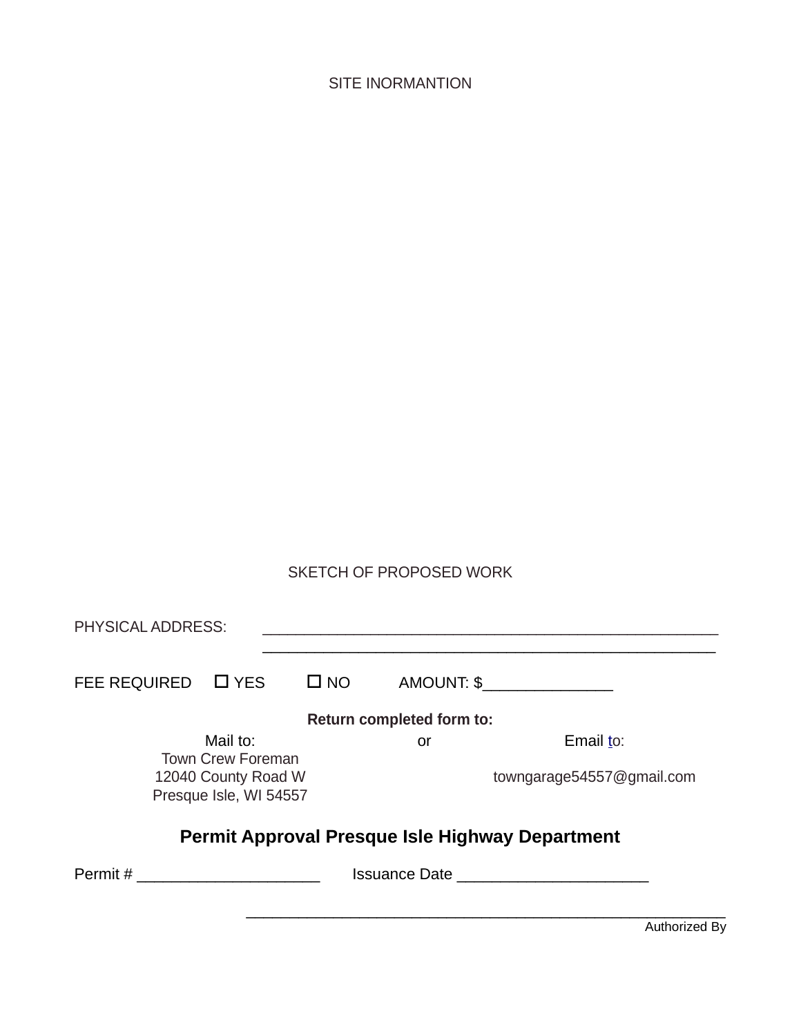SITE INORMANTION

SKETCH OF PROPOSED WORK

PHYSICAL ADDRESS: _______________________________________________________
_______________________________________________________

FEE REQUIRED ☐ YES ☐ NO AMOUNT: $_______________

**Return completed form to:**

Mail to: or Email to:

Town Crew Foreman
12040 County Road W
Presque Isle, WI 54557

towngarage54557@gmail.com

## Permit Approval Presque Isle Highway Department

Permit # _____________________ Issuance Date ______________________

_______________________________________________________
Authorized By